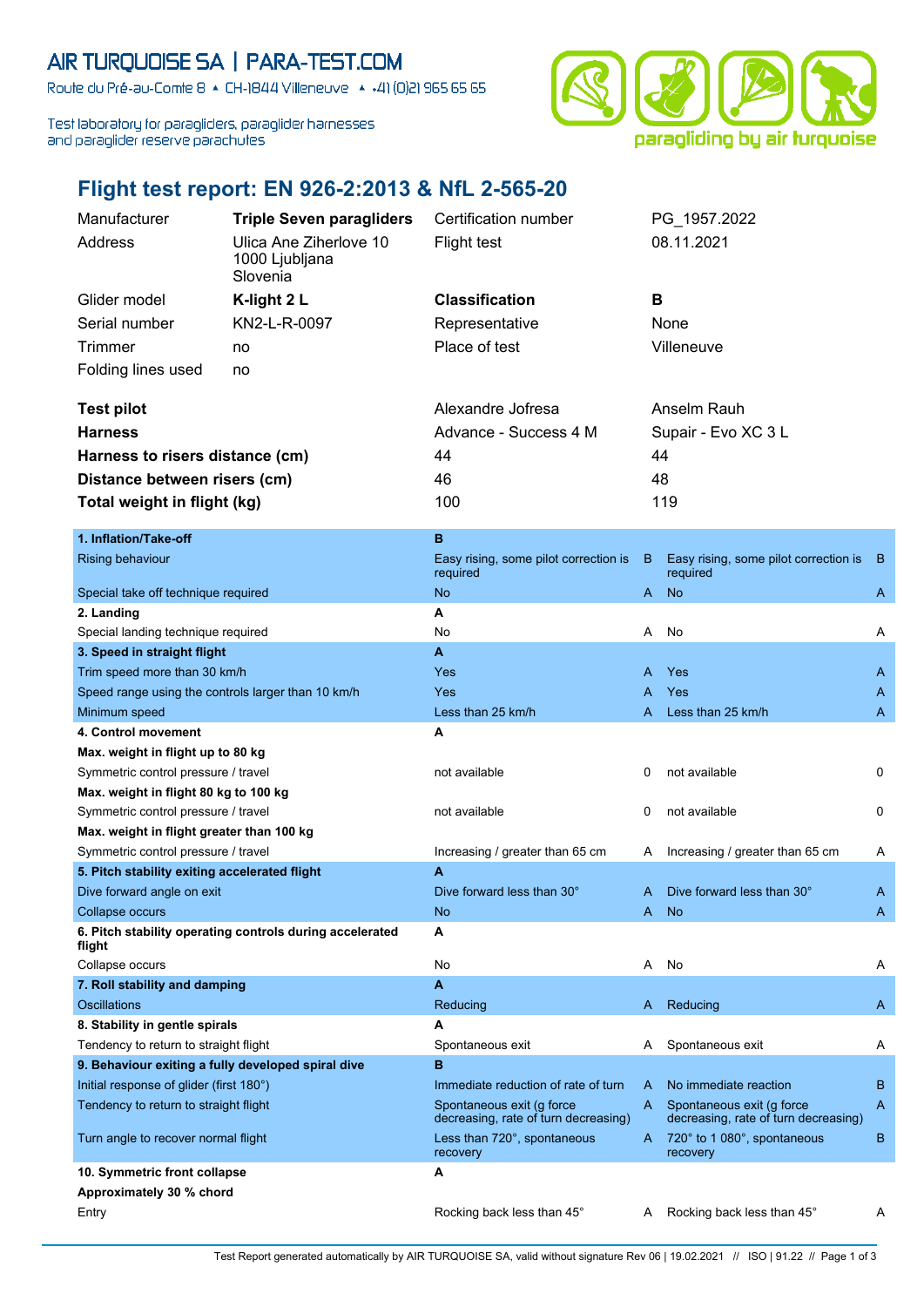AIR TURQUOISE SA | PARA-TEST.COM

Route du Pré-au-Comte 8 ▲ CH-1844 Villeneuve ▲ +41 (0)21 965 65 65

Test laboratory for paragliders, paraglider harnesses and paraglider reserve parachutes

# Flight test report: EN 926-2:2013 & NfL 2-565-20

| | | | |
|---|---|---|---|
| Manufacturer | **Triple Seven paragliders** | Certification number | PG_1957.2022 |
| Address | Ulica Ane Ziherlove 10 1000 Ljubljana Slovenia | Flight test | 08.11.2021 |
| Glider model | **K-light 2 L** | **Classification** | **B** |
| Serial number | KN2-L-R-0097 | Representative | None |
| Trimmer | no | Place of test | Villeneuve |
| Folding lines used | no | | |

| | | |
|---|---|---|
| **Test pilot** | Alexandre Jofresa | Anselm Rauh |
| **Harness** | Advance - Success 4 M | Supair - Evo XC 3 L |
| **Harness to risers distance (cm)** | 44 | 44 |
| **Distance between risers (cm)** | 46 | 48 |
| **Total weight in flight (kg)** | 100 | 119 |

| | | | | |
|---|---|---|---|---|
| **1. Inflation/Take-off** | **B** | | | |
| Rising behaviour | Easy rising, some pilot correction is required | B | Easy rising, some pilot correction is required | B |
| Special take off technique required | No | A | No | A |
| **2. Landing** | **A** | | | |
| Special landing technique required | No | A | No | A |
| **3. Speed in straight flight** | **A** | | | |
| Trim speed more than 30 km/h | Yes | A | Yes | A |
| Speed range using the controls larger than 10 km/h | Yes | A | Yes | A |
| Minimum speed | Less than 25 km/h | A | Less than 25 km/h | A |
| **4. Control movement** | **A** | | | |
| **Max. weight in flight up to 80 kg** | | | | |
| Symmetric control pressure / travel | not available | 0 | not available | 0 |
| **Max. weight in flight 80 kg to 100 kg** | | | | |
| Symmetric control pressure / travel | not available | 0 | not available | 0 |
| **Max. weight in flight greater than 100 kg** | | | | |
| Symmetric control pressure / travel | Increasing / greater than 65 cm | A | Increasing / greater than 65 cm | A |
| **5. Pitch stability exiting accelerated flight** | **A** | | | |
| Dive forward angle on exit | Dive forward less than 30° | A | Dive forward less than 30° | A |
| Collapse occurs | No | A | No | A |
| **6. Pitch stability operating controls during accelerated flight** | **A** | | | |
| Collapse occurs | No | A | No | A |
| **7. Roll stability and damping** | **A** | | | |
| Oscillations | Reducing | A | Reducing | A |
| **8. Stability in gentle spirals** | **A** | | | |
| Tendency to return to straight flight | Spontaneous exit | A | Spontaneous exit | A |
| **9. Behaviour exiting a fully developed spiral dive** | **B** | | | |
| Initial response of glider (first 180°) | Immediate reduction of rate of turn | A | No immediate reaction | B |
| Tendency to return to straight flight | Spontaneous exit (g force decreasing, rate of turn decreasing) | A | Spontaneous exit (g force decreasing, rate of turn decreasing) | A |
| Turn angle to recover normal flight | Less than 720°, spontaneous recovery | A | 720° to 1 080°, spontaneous recovery | B |
| **10. Symmetric front collapse** | **A** | | | |
| **Approximately 30 % chord** | | | | |
| Entry | Rocking back less than 45° | A | Rocking back less than 45° | A |

Test Report generated automatically by AIR TURQUOISE SA, valid without signature Rev 06 | 19.02.2021 // ISO | 91.22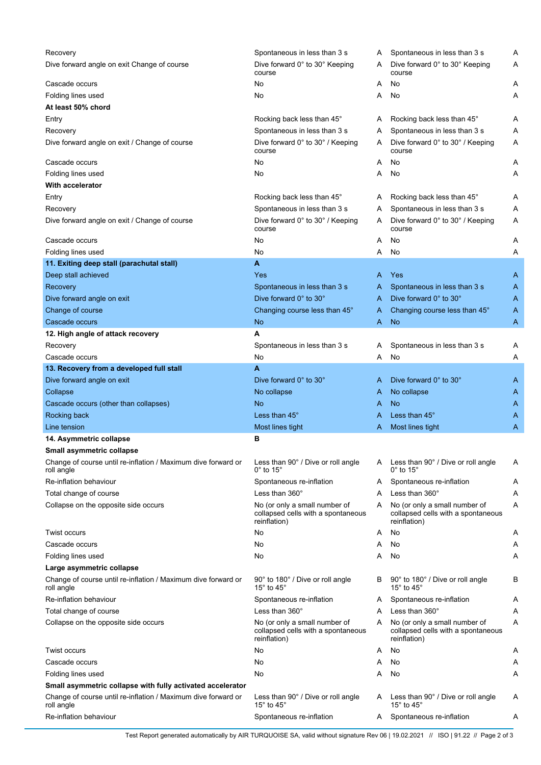| | | | | |
|---|---|---|---|---|
| Recovery | Spontaneous in less than 3 s | A | Spontaneous in less than 3 s | A |
| Dive forward angle on exit Change of course | Dive forward 0° to 30° Keeping course | A | Dive forward 0° to 30° Keeping course | A |
| Cascade occurs | No | A | No | A |
| Folding lines used | No | A | No | A |
| **At least 50% chord** | | | | |
| Entry | Rocking back less than 45° | A | Rocking back less than 45° | A |
| Recovery | Spontaneous in less than 3 s | A | Spontaneous in less than 3 s | A |
| Dive forward angle on exit / Change of course | Dive forward 0° to 30° / Keeping course | A | Dive forward 0° to 30° / Keeping course | A |
| Cascade occurs | No | A | No | A |
| Folding lines used | No | A | No | A |
| **With accelerator** | | | | |
| Entry | Rocking back less than 45° | A | Rocking back less than 45° | A |
| Recovery | Spontaneous in less than 3 s | A | Spontaneous in less than 3 s | A |
| Dive forward angle on exit / Change of course | Dive forward 0° to 30° / Keeping course | A | Dive forward 0° to 30° / Keeping course | A |
| Cascade occurs | No | A | No | A |
| Folding lines used | No | A | No | A |
| **11. Exiting deep stall (parachutal stall)** | **A** | | | |
| Deep stall achieved | Yes | A | Yes | A |
| Recovery | Spontaneous in less than 3 s | A | Spontaneous in less than 3 s | A |
| Dive forward angle on exit | Dive forward 0° to 30° | A | Dive forward 0° to 30° | A |
| Change of course | Changing course less than 45° | A | Changing course less than 45° | A |
| Cascade occurs | No | A | No | A |
| **12. High angle of attack recovery** | **A** | | | |
| Recovery | Spontaneous in less than 3 s | A | Spontaneous in less than 3 s | A |
| Cascade occurs | No | A | No | A |
| **13. Recovery from a developed full stall** | **A** | | | |
| Dive forward angle on exit | Dive forward 0° to 30° | A | Dive forward 0° to 30° | A |
| Collapse | No collapse | A | No collapse | A |
| Cascade occurs (other than collapses) | No | A | No | A |
| Rocking back | Less than 45° | A | Less than 45° | A |
| Line tension | Most lines tight | A | Most lines tight | A |
| **14. Asymmetric collapse** | **B** | | | |
| **Small asymmetric collapse** | | | | |
| Change of course until re-inflation / Maximum dive forward or roll angle | Less than 90° / Dive or roll angle 0° to 15° | A | Less than 90° / Dive or roll angle 0° to 15° | A |
| Re-inflation behaviour | Spontaneous re-inflation | A | Spontaneous re-inflation | A |
| Total change of course | Less than 360° | A | Less than 360° | A |
| Collapse on the opposite side occurs | No (or only a small number of collapsed cells with a spontaneous reinflation) | A | No (or only a small number of collapsed cells with a spontaneous reinflation) | A |
| Twist occurs | No | A | No | A |
| Cascade occurs | No | A | No | A |
| Folding lines used | No | A | No | A |
| **Large asymmetric collapse** | | | | |
| Change of course until re-inflation / Maximum dive forward or roll angle | 90° to 180° / Dive or roll angle 15° to 45° | B | 90° to 180° / Dive or roll angle 15° to 45° | B |
| Re-inflation behaviour | Spontaneous re-inflation | A | Spontaneous re-inflation | A |
| Total change of course | Less than 360° | A | Less than 360° | A |
| Collapse on the opposite side occurs | No (or only a small number of collapsed cells with a spontaneous reinflation) | A | No (or only a small number of collapsed cells with a spontaneous reinflation) | A |
| Twist occurs | No | A | No | A |
| Cascade occurs | No | A | No | A |
| Folding lines used | No | A | No | A |
| **Small asymmetric collapse with fully activated accelerator** | | | | |
| Change of course until re-inflation / Maximum dive forward or roll angle | Less than 90° / Dive or roll angle 15° to 45° | A | Less than 90° / Dive or roll angle 15° to 45° | A |
| Re-inflation behaviour | Spontaneous re-inflation | A | Spontaneous re-inflation | A |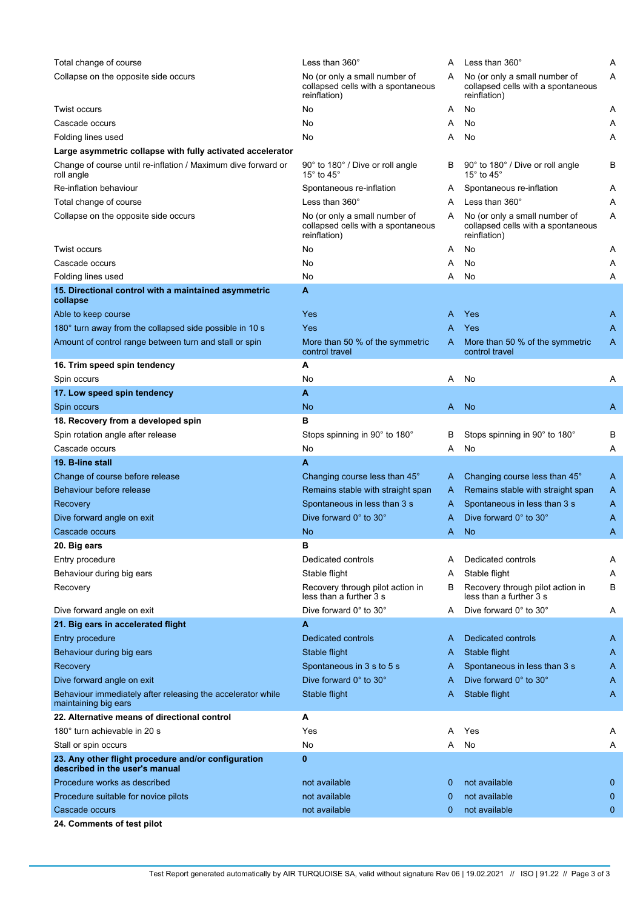| | | | | |
|---|---|---|---|---|
| Total change of course | Less than 360° | A | Less than 360° | A |
| Collapse on the opposite side occurs | No (or only a small number of collapsed cells with a spontaneous reinflation) | A | No (or only a small number of collapsed cells with a spontaneous reinflation) | A |
| Twist occurs | No | A | No | A |
| Cascade occurs | No | A | No | A |
| Folding lines used | No | A | No | A |
| **Large asymmetric collapse with fully activated accelerator** | | | | |
| Change of course until re-inflation / Maximum dive forward or roll angle | 90° to 180° / Dive or roll angle 15° to 45° | B | 90° to 180° / Dive or roll angle 15° to 45° | B |
| Re-inflation behaviour | Spontaneous re-inflation | A | Spontaneous re-inflation | A |
| Total change of course | Less than 360° | A | Less than 360° | A |
| Collapse on the opposite side occurs | No (or only a small number of collapsed cells with a spontaneous reinflation) | A | No (or only a small number of collapsed cells with a spontaneous reinflation) | A |
| Twist occurs | No | A | No | A |
| Cascade occurs | No | A | No | A |
| Folding lines used | No | A | No | A |
| **15. Directional control with a maintained asymmetric collapse** | **A** | | | |
| Able to keep course | Yes | A | Yes | A |
| 180° turn away from the collapsed side possible in 10 s | Yes | A | Yes | A |
| Amount of control range between turn and stall or spin | More than 50 % of the symmetric control travel | A | More than 50 % of the symmetric control travel | A |
| **16. Trim speed spin tendency** | **A** | | | |
| Spin occurs | No | A | No | A |
| **17. Low speed spin tendency** | **A** | | | |
| Spin occurs | No | A | No | A |
| **18. Recovery from a developed spin** | **B** | | | |
| Spin rotation angle after release | Stops spinning in 90° to 180° | B | Stops spinning in 90° to 180° | B |
| Cascade occurs | No | A | No | A |
| **19. B-line stall** | **A** | | | |
| Change of course before release | Changing course less than 45° | A | Changing course less than 45° | A |
| Behaviour before release | Remains stable with straight span | A | Remains stable with straight span | A |
| Recovery | Spontaneous in less than 3 s | A | Spontaneous in less than 3 s | A |
| Dive forward angle on exit | Dive forward 0° to 30° | A | Dive forward 0° to 30° | A |
| Cascade occurs | No | A | No | A |
| **20. Big ears** | **B** | | | |
| Entry procedure | Dedicated controls | A | Dedicated controls | A |
| Behaviour during big ears | Stable flight | A | Stable flight | A |
| Recovery | Recovery through pilot action in less than a further 3 s | B | Recovery through pilot action in less than a further 3 s | B |
| Dive forward angle on exit | Dive forward 0° to 30° | A | Dive forward 0° to 30° | A |
| **21. Big ears in accelerated flight** | **A** | | | |
| Entry procedure | Dedicated controls | A | Dedicated controls | A |
| Behaviour during big ears | Stable flight | A | Stable flight | A |
| Recovery | Spontaneous in 3 s to 5 s | A | Spontaneous in less than 3 s | A |
| Dive forward angle on exit | Dive forward 0° to 30° | A | Dive forward 0° to 30° | A |
| Behaviour immediately after releasing the accelerator while maintaining big ears | Stable flight | A | Stable flight | A |
| **22. Alternative means of directional control** | **A** | | | |
| 180° turn achievable in 20 s | Yes | A | Yes | A |
| Stall or spin occurs | No | A | No | A |
| **23. Any other flight procedure and/or configuration described in the user's manual** | **0** | | | |
| Procedure works as described | not available | 0 | not available | 0 |
| Procedure suitable for novice pilots | not available | 0 | not available | 0 |
| Cascade occurs | not available | 0 | not available | 0 |

**24. Comments of test pilot**